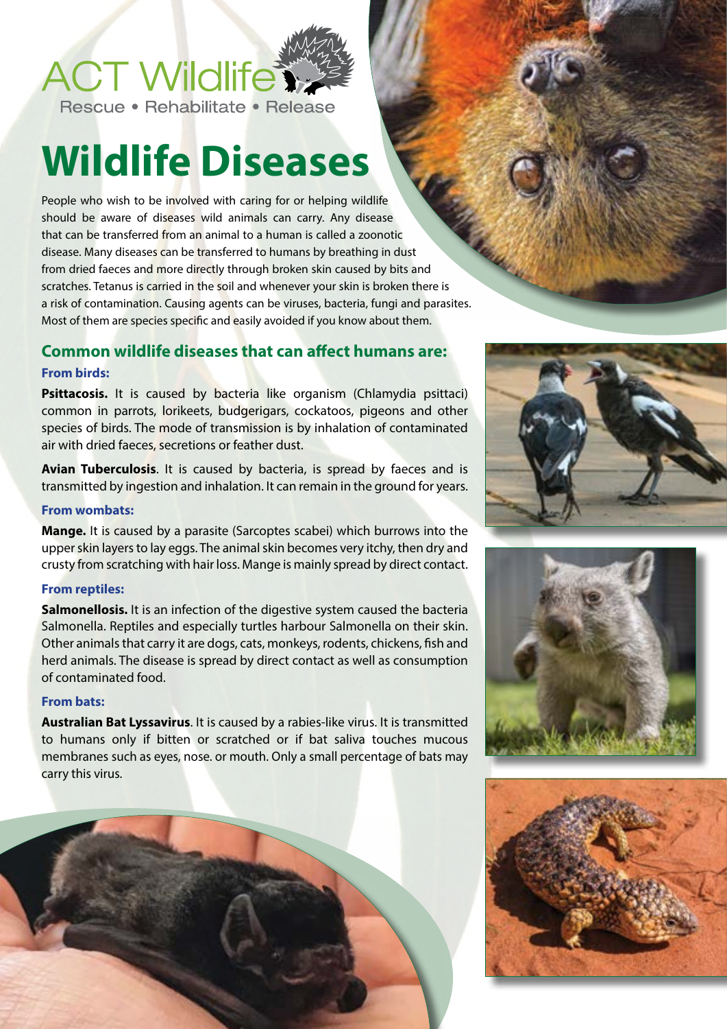ACT Wildlife

Rescue • Rehabilitate • Release

# Wildlife Diseases

People who wish to be involved with caring for or helping wildlife should be aware of diseases wild animals can carry. Any disease that can be transferred from an animal to a human is called a zoonotic disease. Many diseases can be transferred to humans by breathing in dust from dried faeces and more directly through broken skin caused by bits and scratches. Tetanus is carried in the soil and whenever your skin is broken there is a risk of contamination. Causing agents can be viruses, bacteria, fungi and parasites. Most of them are species specific and easily avoided if you know about them.

## Common wildlife diseases that can affect humans are:

### From birds:

**Psittacosis.** It is caused by bacteria like organism (Chlamydia psittaci) common in parrots, lorikeets, budgerigars, cockatoos, pigeons and other species of birds. The mode of transmission is by inhalation of contaminated air with dried faeces, secretions or feather dust.

**Avian Tuberculosis**. It is caused by bacteria, is spread by faeces and is transmitted by ingestion and inhalation. It can remain in the ground for years.

### From wombats:

**Mange.** It is caused by a parasite (Sarcoptes scabei) which burrows into the upper skin layers to lay eggs. The animal skin becomes very itchy, then dry and crusty from scratching with hair loss. Mange is mainly spread by direct contact.

### From reptiles:

**Salmonellosis.** It is an infection of the digestive system caused the bacteria Salmonella. Reptiles and especially turtles harbour Salmonella on their skin. Other animals that carry it are dogs, cats, monkeys, rodents, chickens, fish and herd animals. The disease is spread by direct contact as well as consumption of contaminated food.

### From bats:

**Australian Bat Lyssavirus**. It is caused by a rabies-like virus. It is transmitted to humans only if bitten or scratched or if bat saliva touches mucous membranes such as eyes, nose. or mouth. Only a small percentage of bats may carry this virus.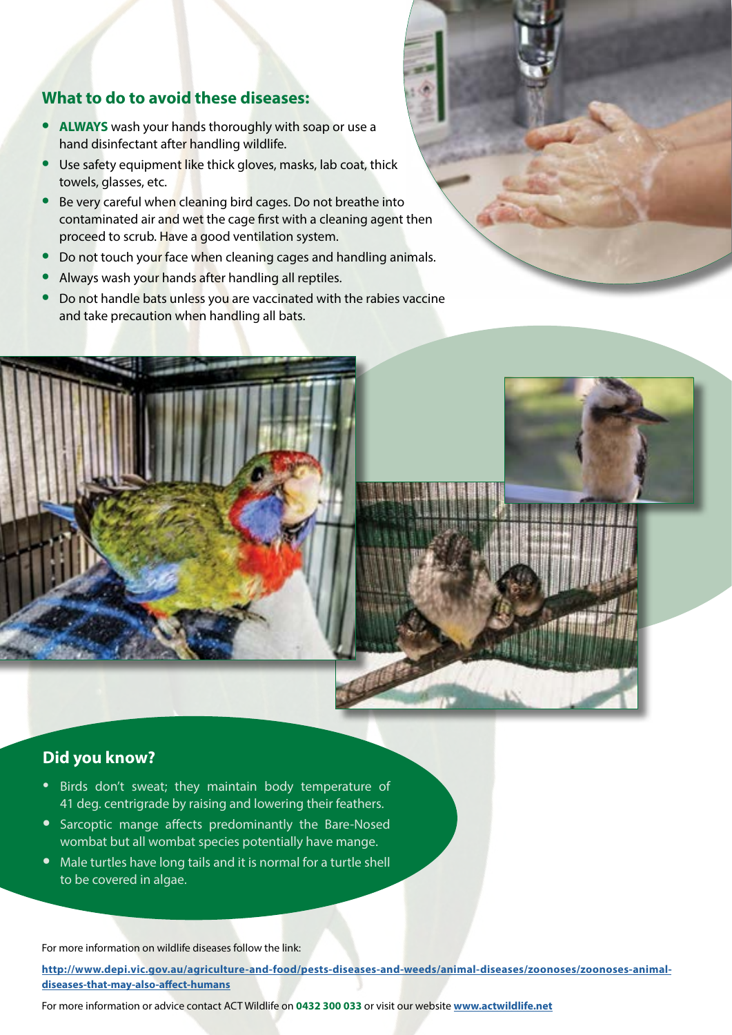## What to do to avoid these diseases:

- **ALWAYS** wash your hands thoroughly with soap or use a hand disinfectant after handling wildlife.
- Use safety equipment like thick gloves, masks, lab coat, thick towels, glasses, etc.
- Be very careful when cleaning bird cages. Do not breathe into contaminated air and wet the cage first with a cleaning agent then proceed to scrub. Have a good ventilation system.
- Do not touch your face when cleaning cages and handling animals.
- Always wash your hands after handling all reptiles.
- Do not handle bats unless you are vaccinated with the rabies vaccine and take precaution when handling all bats.

## Did you know?

- Birds don't sweat; they maintain body temperature of 41 deg. centrigrade by raising and lowering their feathers.
- Sarcoptic mange affects predominantly the Bare-Nosed wombat but all wombat species potentially have mange.
- Male turtles have long tails and it is normal for a turtle shell to be covered in algae.

For more information on wildlife diseases follow the link:

**http://www.depi.vic.gov.au/agriculture-and-food/pests-diseases-and-weeds/animal-diseases/zoonoses/zoonoses-animal-diseases-that-may-also-affect-humans**

For more information or advice contact ACT Wildlife on **0432 300 033** or visit our website **www.actwildlife.net**